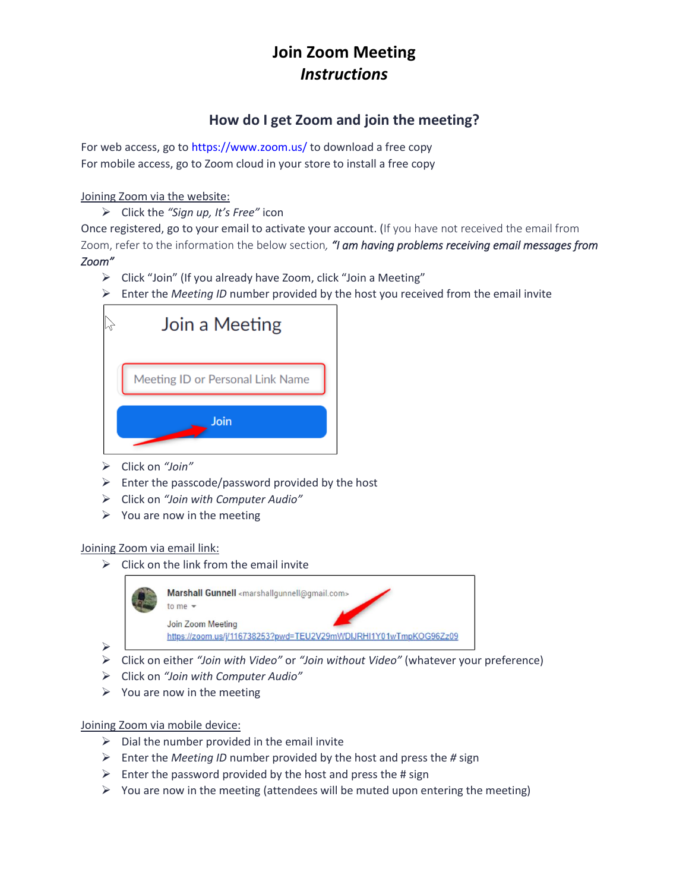# Join Zoom Meeting
## *Instructions*

### How do I get Zoom and join the meeting?

For web access, go to https://www.zoom.us/ to download a free copy
For mobile access, go to Zoom cloud in your store to install a free copy

<u>Joining Zoom via the website:</u>

- Click the *"Sign up, It's Free"* icon

Once registered, go to your email to activate your account. (If you have not received the email from Zoom, refer to the information the below section, ***"I am having problems receiving email messages from Zoom"***

- Click "Join" (If you already have Zoom, click "Join a Meeting"
- Enter the *Meeting ID* number provided by the host you received from the email invite

Join a Meeting

Meeting ID or Personal Link Name

Join

- Click on *"Join"*
- Enter the passcode/password provided by the host
- Click on *"Join with Computer Audio"*
- You are now in the meeting

<u>Joining Zoom via email link:</u>

- Click on the link from the email invite

Marshall Gunnell <marshallgunnell@gmail.com>
to me

Join Zoom Meeting
https://zoom.us/j/116738253?pwd=TEU2V29mWDlJRHI1Y01wTmpKOG96Zz09

- Click on either *"Join with Video"* or *"Join without Video"* (whatever your preference)
- Click on *"Join with Computer Audio"*
- You are now in the meeting

<u>Joining Zoom via mobile device:</u>

- Dial the number provided in the email invite
- Enter the *Meeting ID* number provided by the host and press the # sign
- Enter the password provided by the host and press the # sign
- You are now in the meeting (attendees will be muted upon entering the meeting)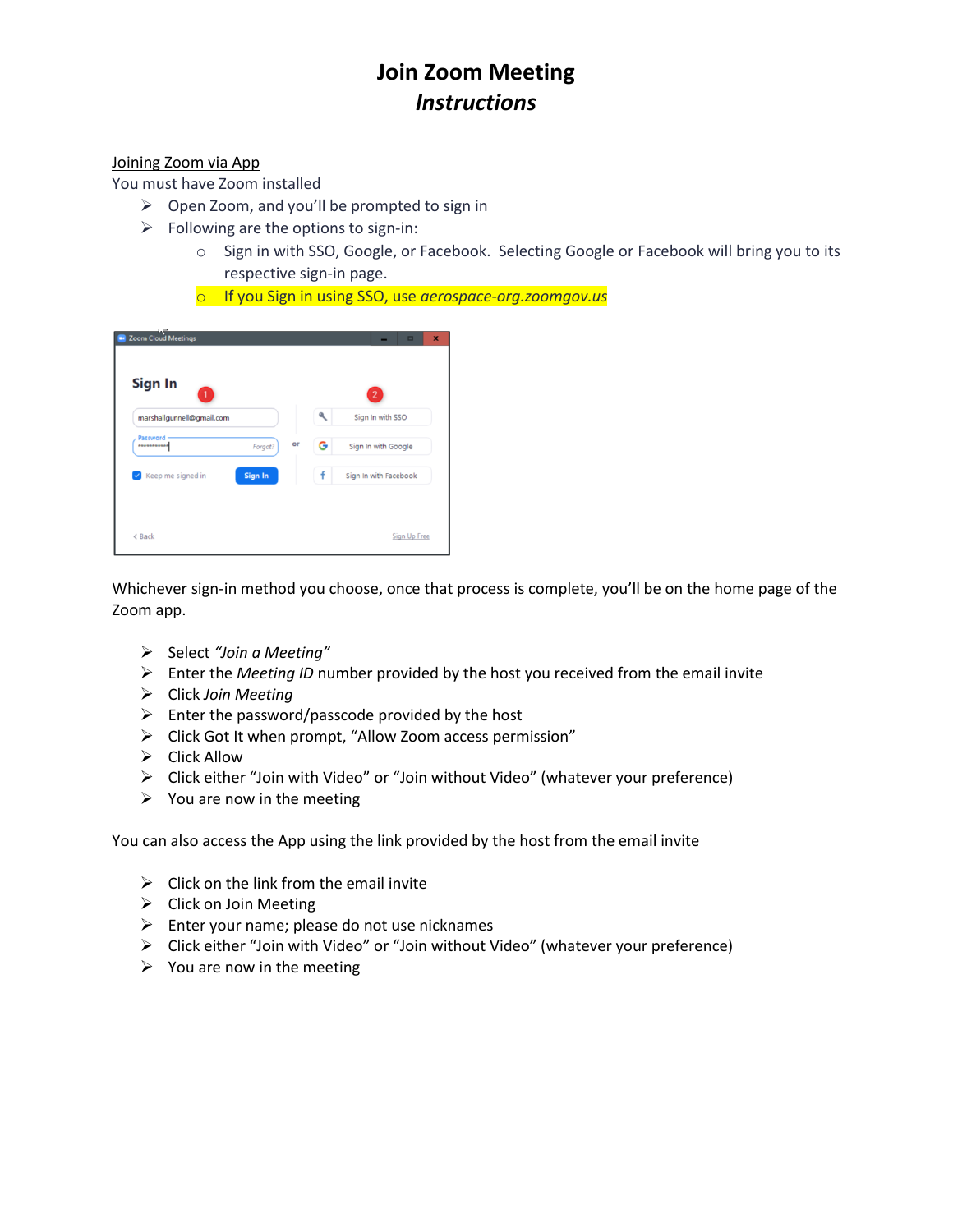# Join Zoom Meeting
## *Instructions*

<u>Joining Zoom via App</u>

You must have Zoom installed

- Open Zoom, and you'll be prompted to sign in
- Following are the options to sign-in:
    - Sign in with SSO, Google, or Facebook. Selecting Google or Facebook will bring you to its respective sign-in page.
    - If you Sign in using SSO, use *aerospace-org.zoomgov.us*

Whichever sign-in method you choose, once that process is complete, you'll be on the home page of the Zoom app.

- Select *"Join a Meeting"*
- Enter the *Meeting ID* number provided by the host you received from the email invite
- Click *Join Meeting*
- Enter the password/passcode provided by the host
- Click Got It when prompt, "Allow Zoom access permission"
- Click Allow
- Click either "Join with Video" or "Join without Video" (whatever your preference)
- You are now in the meeting

You can also access the App using the link provided by the host from the email invite

- Click on the link from the email invite
- Click on Join Meeting
- Enter your name; please do not use nicknames
- Click either "Join with Video" or "Join without Video" (whatever your preference)
- You are now in the meeting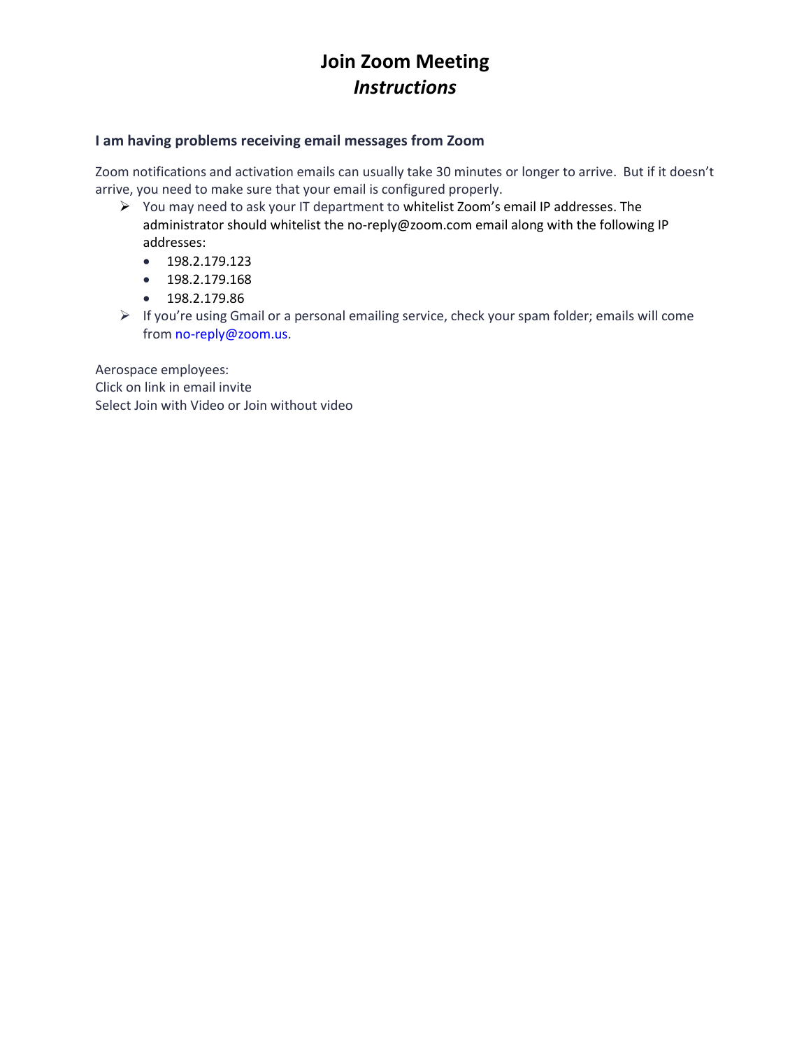# Join Zoom Meeting
## *Instructions*

### I am having problems receiving email messages from Zoom

Zoom notifications and activation emails can usually take 30 minutes or longer to arrive. But if it doesn't arrive, you need to make sure that your email is configured properly.

- You may need to ask your IT department to whitelist Zoom's email IP addresses. The administrator should whitelist the no-reply@zoom.com email along with the following IP addresses:
  - 198.2.179.123
  - 198.2.179.168
  - 198.2.179.86
- If you're using Gmail or a personal emailing service, check your spam folder; emails will come from no-reply@zoom.us.

Aerospace employees:
Click on link in email invite
Select Join with Video or Join without video